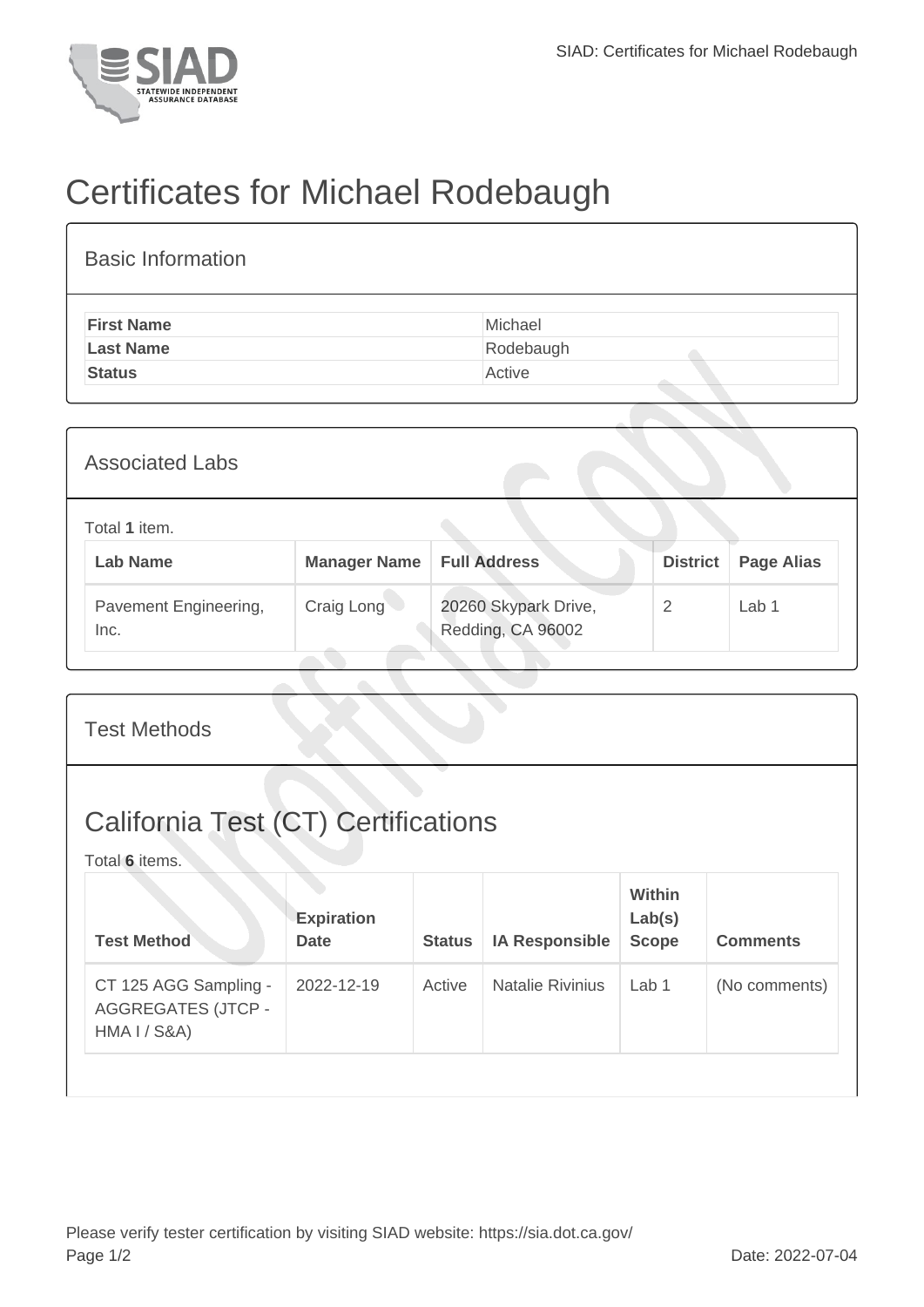# Certificates for Michael Rodebaugh

## Basic Information

| | |
|---|---|
| **First Name** | Michael |
| **Last Name** | Rodebaugh |
| **Status** | Active |

## Associated Labs

Total **1** item.

| Lab Name | Manager Name | Full Address | District | Page Alias |
|---|---|---|---|---|
| Pavement Engineering, Inc. | Craig Long | 20260 Skypark Drive, Redding, CA 96002 | 2 | Lab 1 |

## Test Methods

### California Test (CT) Certifications

Total **6** items.

| Test Method | Expiration Date | Status | IA Responsible | Within Lab(s) Scope | Comments |
|---|---|---|---|---|---|
| CT 125 AGG Sampling - AGGREGATES (JTCP - HMA I / S&A) | 2022-12-19 | Active | Natalie Rivinius | Lab 1 | (No comments) |

Please verify tester certification by visiting SIAD website: https://sia.dot.ca.gov/

Date: 2022-07-04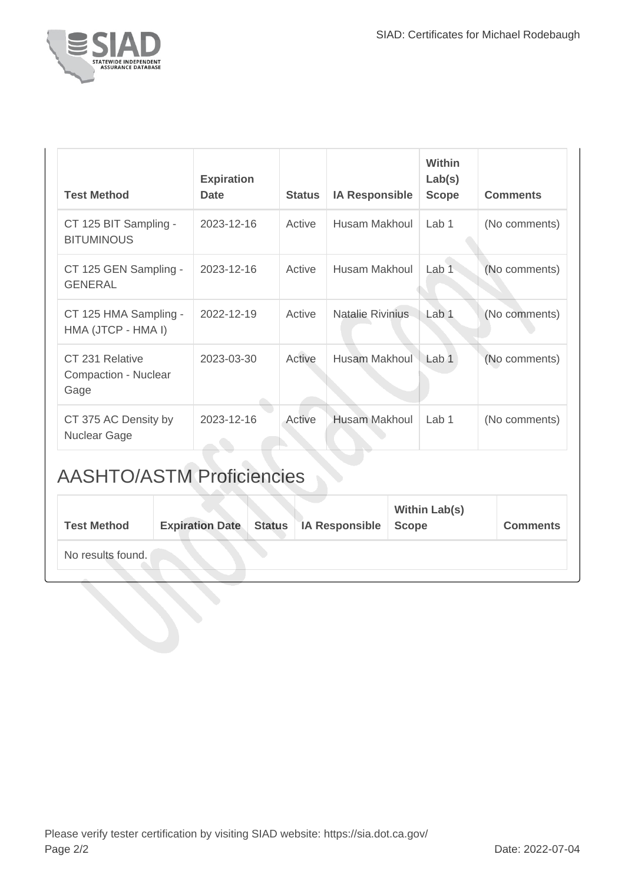| Test Method | Expiration Date | Status | IA Responsible | Within Lab(s) Scope | Comments |
| --- | --- | --- | --- | --- | --- |
| CT 125 BIT Sampling - BITUMINOUS | 2023-12-16 | Active | Husam Makhoul | Lab 1 | (No comments) |
| CT 125 GEN Sampling - GENERAL | 2023-12-16 | Active | Husam Makhoul | Lab 1 | (No comments) |
| CT 125 HMA Sampling - HMA (JTCP - HMA I) | 2022-12-19 | Active | Natalie Rivinius | Lab 1 | (No comments) |
| CT 231 Relative Compaction - Nuclear Gage | 2023-03-30 | Active | Husam Makhoul | Lab 1 | (No comments) |
| CT 375 AC Density by Nuclear Gage | 2023-12-16 | Active | Husam Makhoul | Lab 1 | (No comments) |

## AASHTO/ASTM Proficiencies

| Test Method | Expiration Date | Status | IA Responsible | Within Lab(s) Scope | Comments |
| --- | --- | --- | --- | --- | --- |
| No results found. | | | | | |

Please verify tester certification by visiting SIAD website: https://sia.dot.ca.gov/

Date: 2022-07-04